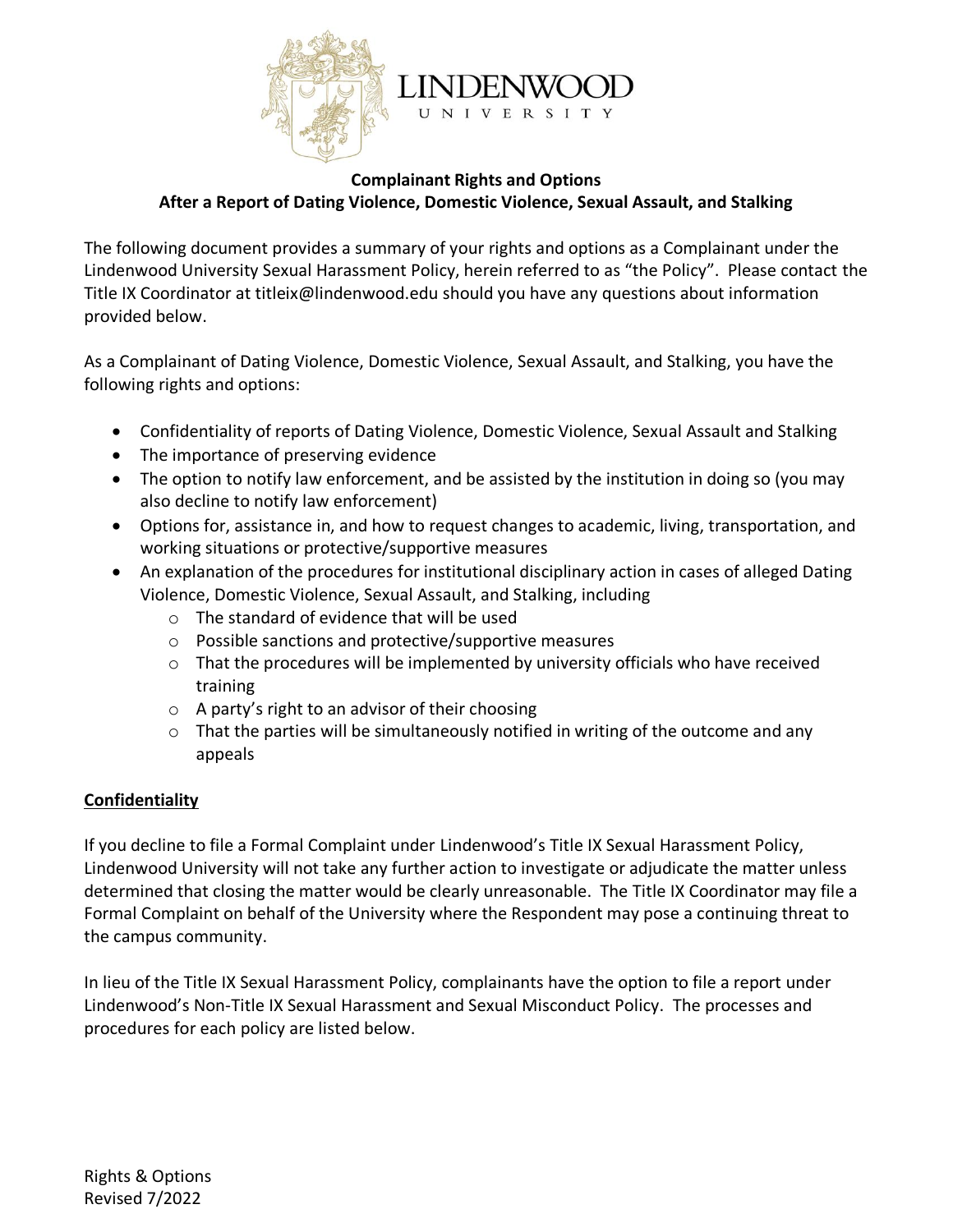# Complainant Rights and Options
## After a Report of Dating Violence, Domestic Violence, Sexual Assault, and Stalking

The following document provides a summary of your rights and options as a Complainant under the Lindenwood University Sexual Harassment Policy, herein referred to as "the Policy". Please contact the Title IX Coordinator at titleix@lindenwood.edu should you have any questions about information provided below.

As a Complainant of Dating Violence, Domestic Violence, Sexual Assault, and Stalking, you have the following rights and options:

- Confidentiality of reports of Dating Violence, Domestic Violence, Sexual Assault and Stalking
- The importance of preserving evidence
- The option to notify law enforcement, and be assisted by the institution in doing so (you may also decline to notify law enforcement)
- Options for, assistance in, and how to request changes to academic, living, transportation, and working situations or protective/supportive measures
- An explanation of the procedures for institutional disciplinary action in cases of alleged Dating Violence, Domestic Violence, Sexual Assault, and Stalking, including
  - The standard of evidence that will be used
  - Possible sanctions and protective/supportive measures
  - That the procedures will be implemented by university officials who have received training
  - A party's right to an advisor of their choosing
  - That the parties will be simultaneously notified in writing of the outcome and any appeals

**Confidentiality**

If you decline to file a Formal Complaint under Lindenwood's Title IX Sexual Harassment Policy, Lindenwood University will not take any further action to investigate or adjudicate the matter unless determined that closing the matter would be clearly unreasonable. The Title IX Coordinator may file a Formal Complaint on behalf of the University where the Respondent may pose a continuing threat to the campus community.

In lieu of the Title IX Sexual Harassment Policy, complainants have the option to file a report under Lindenwood's Non-Title IX Sexual Harassment and Sexual Misconduct Policy. The processes and procedures for each policy are listed below.

Rights & Options
Revised 7/2022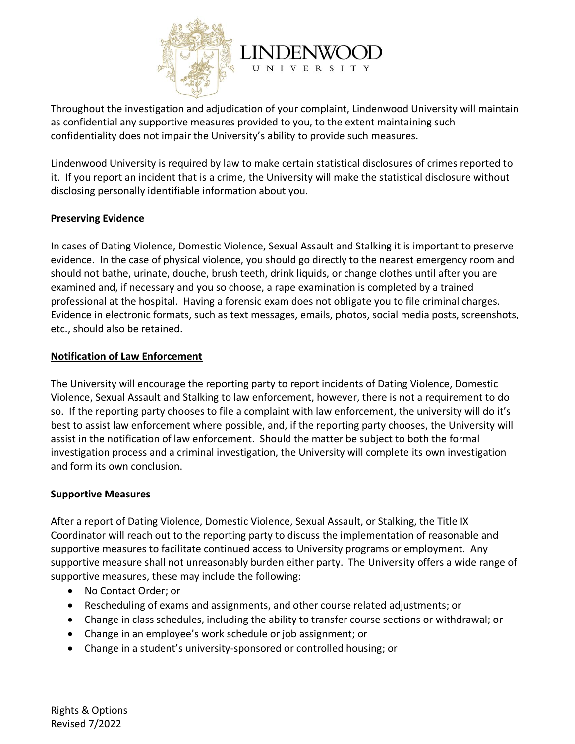Throughout the investigation and adjudication of your complaint, Lindenwood University will maintain as confidential any supportive measures provided to you, to the extent maintaining such confidentiality does not impair the University's ability to provide such measures.

Lindenwood University is required by law to make certain statistical disclosures of crimes reported to it. If you report an incident that is a crime, the University will make the statistical disclosure without disclosing personally identifiable information about you.

**Preserving Evidence**

In cases of Dating Violence, Domestic Violence, Sexual Assault and Stalking it is important to preserve evidence. In the case of physical violence, you should go directly to the nearest emergency room and should not bathe, urinate, douche, brush teeth, drink liquids, or change clothes until after you are examined and, if necessary and you so choose, a rape examination is completed by a trained professional at the hospital. Having a forensic exam does not obligate you to file criminal charges. Evidence in electronic formats, such as text messages, emails, photos, social media posts, screenshots, etc., should also be retained.

**Notification of Law Enforcement**

The University will encourage the reporting party to report incidents of Dating Violence, Domestic Violence, Sexual Assault and Stalking to law enforcement, however, there is not a requirement to do so. If the reporting party chooses to file a complaint with law enforcement, the university will do it's best to assist law enforcement where possible, and, if the reporting party chooses, the University will assist in the notification of law enforcement. Should the matter be subject to both the formal investigation process and a criminal investigation, the University will complete its own investigation and form its own conclusion.

**Supportive Measures**

After a report of Dating Violence, Domestic Violence, Sexual Assault, or Stalking, the Title IX Coordinator will reach out to the reporting party to discuss the implementation of reasonable and supportive measures to facilitate continued access to University programs or employment. Any supportive measure shall not unreasonably burden either party. The University offers a wide range of supportive measures, these may include the following:

- No Contact Order; or
- Rescheduling of exams and assignments, and other course related adjustments; or
- Change in class schedules, including the ability to transfer course sections or withdrawal; or
- Change in an employee's work schedule or job assignment; or
- Change in a student's university-sponsored or controlled housing; or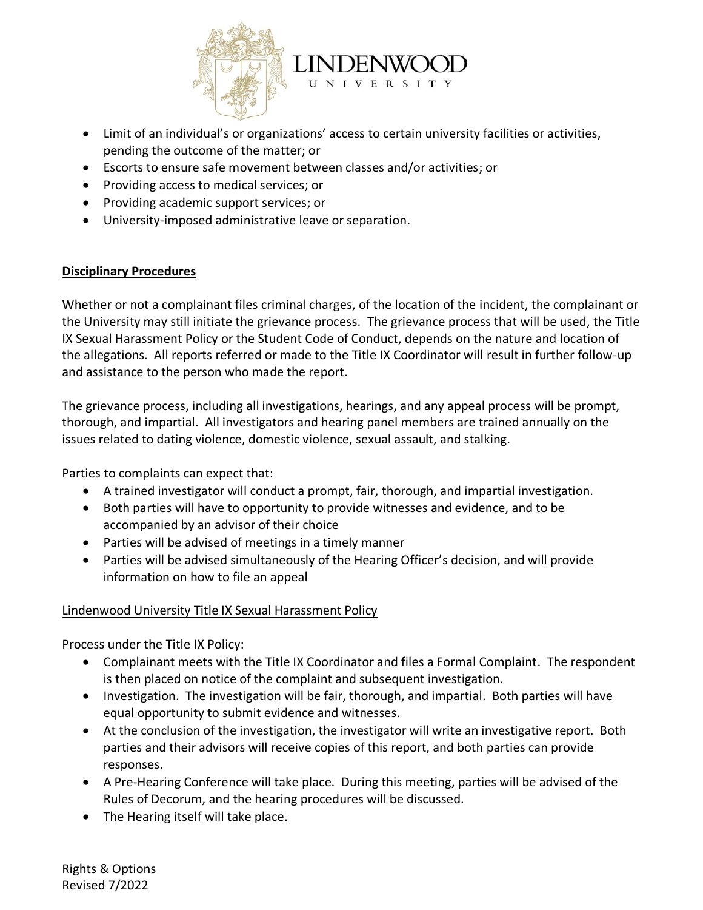- Limit of an individual's or organizations' access to certain university facilities or activities, pending the outcome of the matter; or
- Escorts to ensure safe movement between classes and/or activities; or
- Providing access to medical services; or
- Providing academic support services; or
- University-imposed administrative leave or separation.

## Disciplinary Procedures

Whether or not a complainant files criminal charges, of the location of the incident, the complainant or the University may still initiate the grievance process. The grievance process that will be used, the Title IX Sexual Harassment Policy or the Student Code of Conduct, depends on the nature and location of the allegations. All reports referred or made to the Title IX Coordinator will result in further follow-up and assistance to the person who made the report.

The grievance process, including all investigations, hearings, and any appeal process will be prompt, thorough, and impartial. All investigators and hearing panel members are trained annually on the issues related to dating violence, domestic violence, sexual assault, and stalking.

Parties to complaints can expect that:

- A trained investigator will conduct a prompt, fair, thorough, and impartial investigation.
- Both parties will have to opportunity to provide witnesses and evidence, and to be accompanied by an advisor of their choice
- Parties will be advised of meetings in a timely manner
- Parties will be advised simultaneously of the Hearing Officer's decision, and will provide information on how to file an appeal

### Lindenwood University Title IX Sexual Harassment Policy

Process under the Title IX Policy:

- Complainant meets with the Title IX Coordinator and files a Formal Complaint. The respondent is then placed on notice of the complaint and subsequent investigation.
- Investigation. The investigation will be fair, thorough, and impartial. Both parties will have equal opportunity to submit evidence and witnesses.
- At the conclusion of the investigation, the investigator will write an investigative report. Both parties and their advisors will receive copies of this report, and both parties can provide responses.
- A Pre-Hearing Conference will take place. During this meeting, parties will be advised of the Rules of Decorum, and the hearing procedures will be discussed.
- The Hearing itself will take place.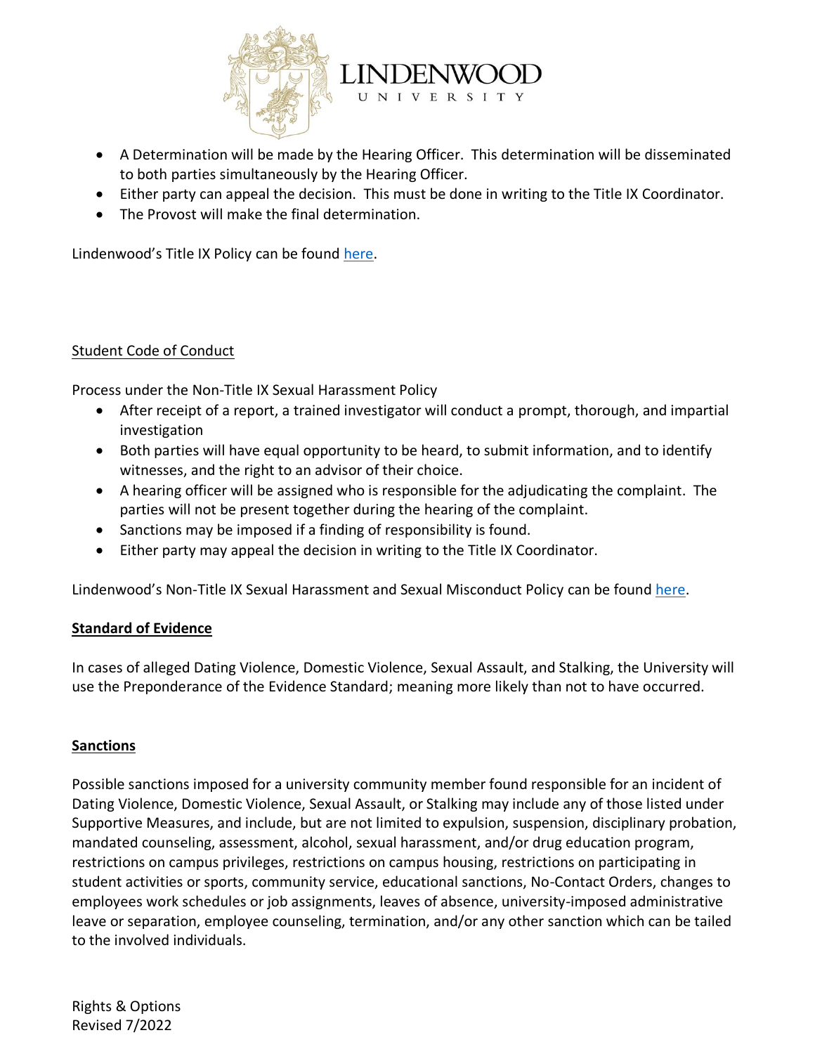- A Determination will be made by the Hearing Officer. This determination will be disseminated to both parties simultaneously by the Hearing Officer.
- Either party can appeal the decision. This must be done in writing to the Title IX Coordinator.
- The Provost will make the final determination.

Lindenwood's Title IX Policy can be found here.

Student Code of Conduct

Process under the Non-Title IX Sexual Harassment Policy

- After receipt of a report, a trained investigator will conduct a prompt, thorough, and impartial investigation
- Both parties will have equal opportunity to be heard, to submit information, and to identify witnesses, and the right to an advisor of their choice.
- A hearing officer will be assigned who is responsible for the adjudicating the complaint. The parties will not be present together during the hearing of the complaint.
- Sanctions may be imposed if a finding of responsibility is found.
- Either party may appeal the decision in writing to the Title IX Coordinator.

Lindenwood's Non-Title IX Sexual Harassment and Sexual Misconduct Policy can be found here.

**Standard of Evidence**

In cases of alleged Dating Violence, Domestic Violence, Sexual Assault, and Stalking, the University will use the Preponderance of the Evidence Standard; meaning more likely than not to have occurred.

**Sanctions**

Possible sanctions imposed for a university community member found responsible for an incident of Dating Violence, Domestic Violence, Sexual Assault, or Stalking may include any of those listed under Supportive Measures, and include, but are not limited to expulsion, suspension, disciplinary probation, mandated counseling, assessment, alcohol, sexual harassment, and/or drug education program, restrictions on campus privileges, restrictions on campus housing, restrictions on participating in student activities or sports, community service, educational sanctions, No-Contact Orders, changes to employees work schedules or job assignments, leaves of absence, university-imposed administrative leave or separation, employee counseling, termination, and/or any other sanction which can be tailed to the involved individuals.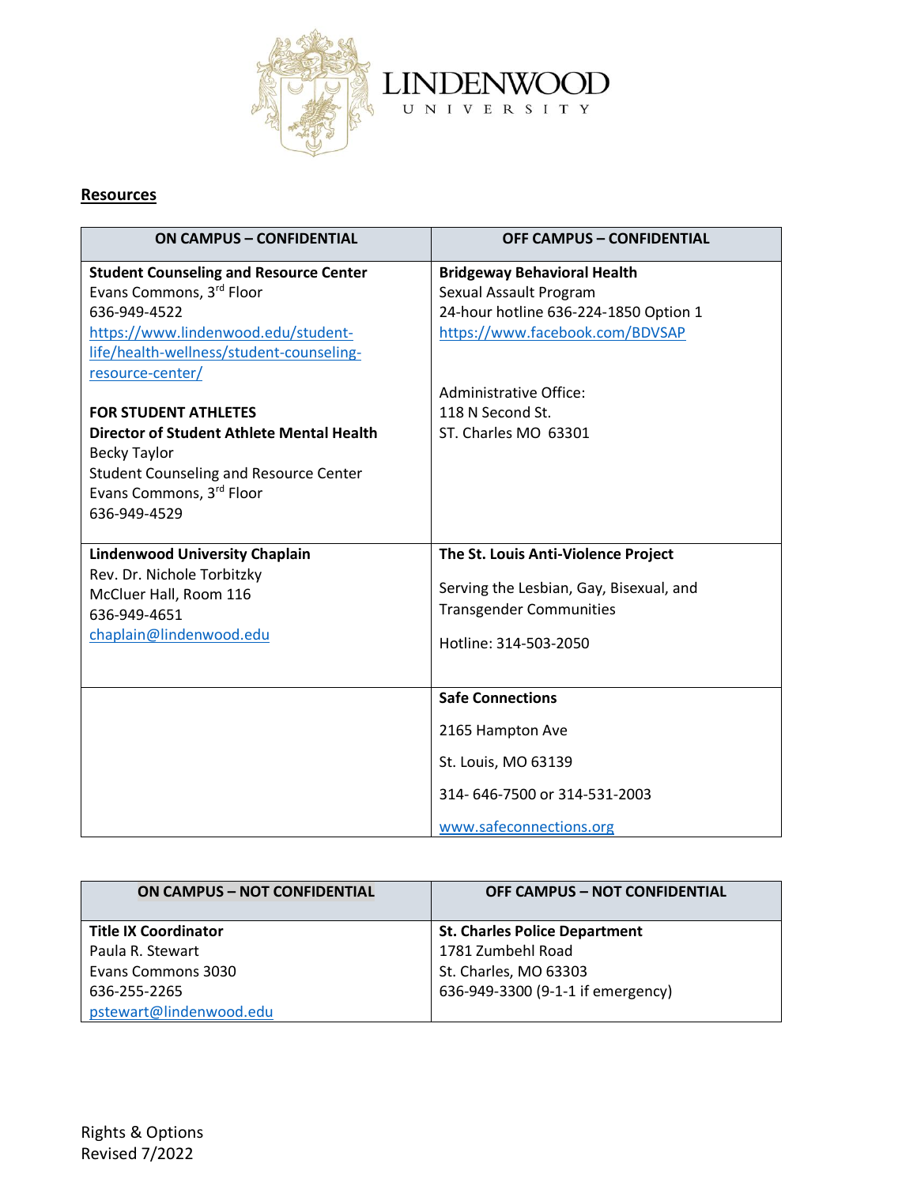LINDENWOOD UNIVERSITY

**Resources**

| ON CAMPUS – CONFIDENTIAL | OFF CAMPUS – CONFIDENTIAL |
| --- | --- |
| **Student Counseling and Resource Center**<br>Evans Commons, 3rd Floor<br>636-949-4522<br>https://www.lindenwood.edu/student-life/health-wellness/student-counseling-resource-center/<br><br>**FOR STUDENT ATHLETES**<br>**Director of Student Athlete Mental Health**<br>Becky Taylor<br>Student Counseling and Resource Center<br>Evans Commons, 3rd Floor<br>636-949-4529 | **Bridgeway Behavioral Health**<br>Sexual Assault Program<br>24-hour hotline 636-224-1850 Option 1<br>https://www.facebook.com/BDVSAP<br><br>Administrative Office:<br>118 N Second St.<br>ST. Charles MO 63301 |
| **Lindenwood University Chaplain**<br>Rev. Dr. Nichole Torbitzky<br>McCluer Hall, Room 116<br>636-949-4651<br>chaplain@lindenwood.edu | **The St. Louis Anti-Violence Project**<br><br>Serving the Lesbian, Gay, Bisexual, and Transgender Communities<br><br>Hotline: 314-503-2050 |
| | **Safe Connections**<br><br>2165 Hampton Ave<br><br>St. Louis, MO 63139<br><br>314- 646-7500 or 314-531-2003<br><br>www.safeconnections.org |

| ON CAMPUS – NOT CONFIDENTIAL | OFF CAMPUS – NOT CONFIDENTIAL |
| --- | --- |
| **Title IX Coordinator**<br>Paula R. Stewart<br>Evans Commons 3030<br>636-255-2265<br>pstewart@lindenwood.edu | **St. Charles Police Department**<br>1781 Zumbehl Road<br>St. Charles, MO 63303<br>636-949-3300 (9-1-1 if emergency) |

Rights & Options
Revised 7/2022